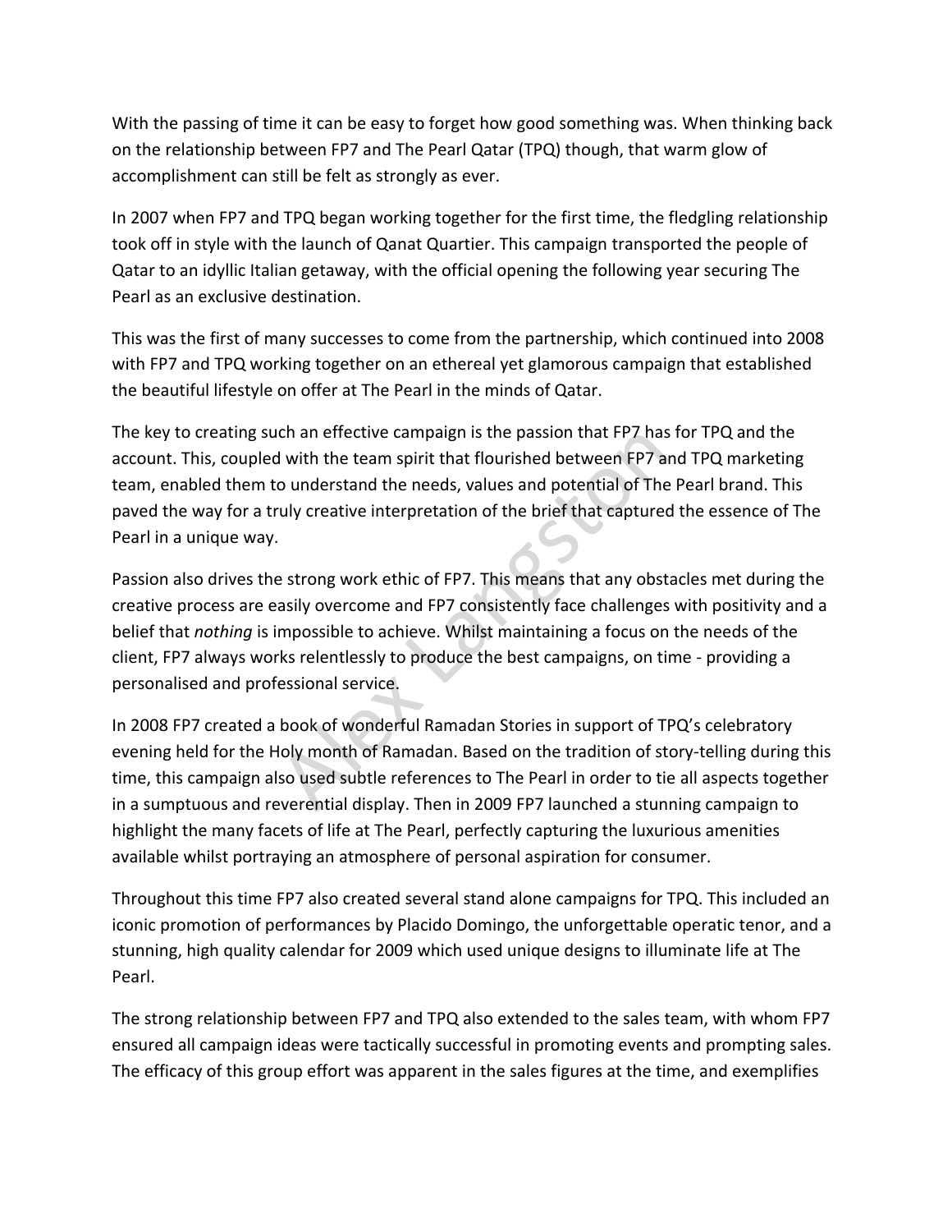With the passing of time it can be easy to forget how good something was. When thinking back on the relationship between FP7 and The Pearl Qatar (TPQ) though, that warm glow of accomplishment can still be felt as strongly as ever.

In 2007 when FP7 and TPQ began working together for the first time, the fledgling relationship took off in style with the launch of Qanat Quartier. This campaign transported the people of Qatar to an idyllic Italian getaway, with the official opening the following year securing The Pearl as an exclusive destination.

This was the first of many successes to come from the partnership, which continued into 2008 with FP7 and TPQ working together on an ethereal yet glamorous campaign that established the beautiful lifestyle on offer at The Pearl in the minds of Qatar.

The key to creating such an effective campaign is the passion that FP7 has for TPQ and the account. This, coupled with the team spirit that flourished between FP7 and TPQ marketing team, enabled them to understand the needs, values and potential of The Pearl brand. This paved the way for a truly creative interpretation of the brief that captured the essence of The Pearl in a unique way.

Passion also drives the strong work ethic of FP7. This means that any obstacles met during the creative process are easily overcome and FP7 consistently face challenges with positivity and a belief that *nothing* is impossible to achieve. Whilst maintaining a focus on the needs of the client, FP7 always works relentlessly to produce the best campaigns, on time - providing a personalised and professional service.

In 2008 FP7 created a book of wonderful Ramadan Stories in support of TPQ's celebratory evening held for the Holy month of Ramadan. Based on the tradition of story-telling during this time, this campaign also used subtle references to The Pearl in order to tie all aspects together in a sumptuous and reverential display. Then in 2009 FP7 launched a stunning campaign to highlight the many facets of life at The Pearl, perfectly capturing the luxurious amenities available whilst portraying an atmosphere of personal aspiration for consumer.

Throughout this time FP7 also created several stand alone campaigns for TPQ. This included an iconic promotion of performances by Placido Domingo, the unforgettable operatic tenor, and a stunning, high quality calendar for 2009 which used unique designs to illuminate life at The Pearl.

The strong relationship between FP7 and TPQ also extended to the sales team, with whom FP7 ensured all campaign ideas were tactically successful in promoting events and prompting sales. The efficacy of this group effort was apparent in the sales figures at the time, and exemplifies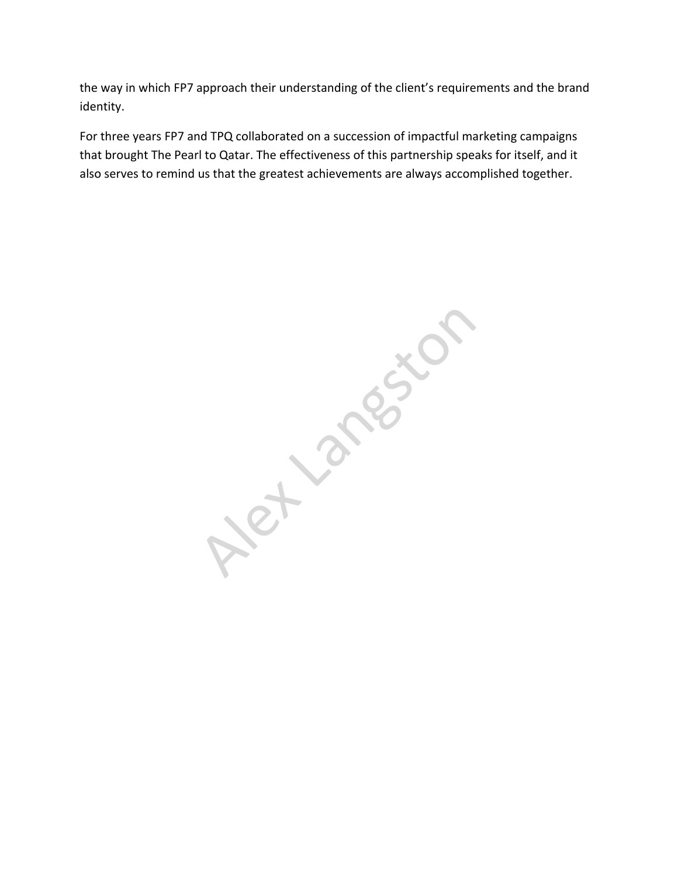the way in which FP7 approach their understanding of the client's requirements and the brand identity.

For three years FP7 and TPQ collaborated on a succession of impactful marketing campaigns that brought The Pearl to Qatar. The effectiveness of this partnership speaks for itself, and it also serves to remind us that the greatest achievements are always accomplished together.